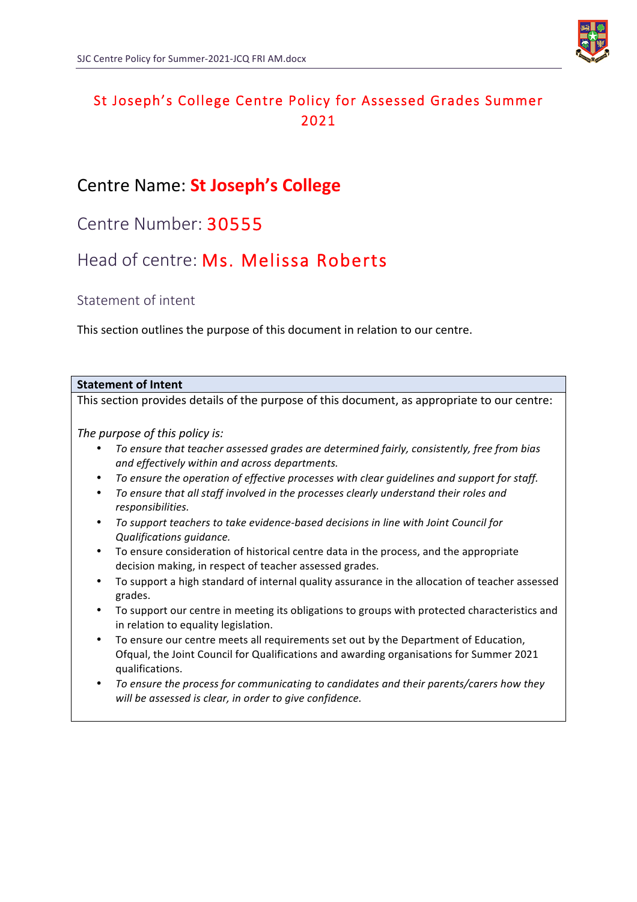# St Joseph's College Centre Policy for Assessed Grades Summer 2021

## Centre Name: **St Joseph's College**

## Centre Number: 30555

## Head of centre: Ms. Melissa Roberts

### Statement of intent

This section outlines the purpose of this document in relation to our centre.

| **Statement of Intent** |
|---|
| This section provides details of the purpose of this document, as appropriate to our centre:<br><br>*The purpose of this policy is:*<br>• *To ensure that teacher assessed grades are determined fairly, consistently, free from bias and effectively within and across departments.*<br>• *To ensure the operation of effective processes with clear guidelines and support for staff.*<br>• *To ensure that all staff involved in the processes clearly understand their roles and responsibilities.*<br>• *To support teachers to take evidence-based decisions in line with Joint Council for Qualifications guidance.*<br>• To ensure consideration of historical centre data in the process, and the appropriate decision making, in respect of teacher assessed grades.<br>• To support a high standard of internal quality assurance in the allocation of teacher assessed grades.<br>• To support our centre in meeting its obligations to groups with protected characteristics and in relation to equality legislation.<br>• To ensure our centre meets all requirements set out by the Department of Education, Ofqual, the Joint Council for Qualifications and awarding organisations for Summer 2021 qualifications.<br>• *To ensure the process for communicating to candidates and their parents/carers how they will be assessed is clear, in order to give confidence.* |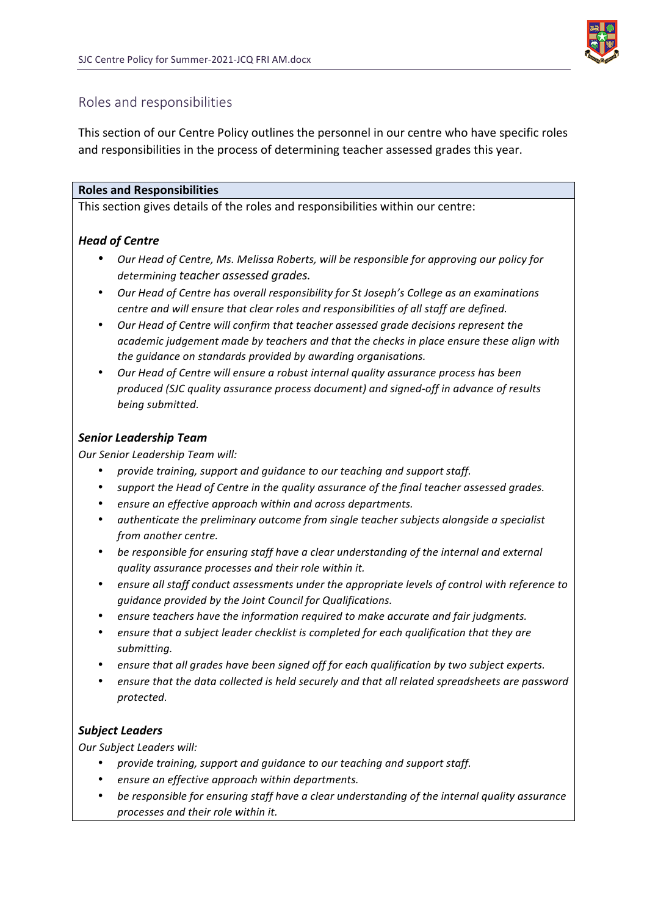## Roles and responsibilities

This section of our Centre Policy outlines the personnel in our centre who have specific roles and responsibilities in the process of determining teacher assessed grades this year.

**Roles and Responsibilities**

This section gives details of the roles and responsibilities within our centre:

***Head of Centre***

- *Our Head of Centre, Ms. Melissa Roberts, will be responsible for approving our policy for determining teacher assessed grades.*
- *Our Head of Centre has overall responsibility for St Joseph's College as an examinations centre and will ensure that clear roles and responsibilities of all staff are defined.*
- *Our Head of Centre will confirm that teacher assessed grade decisions represent the academic judgement made by teachers and that the checks in place ensure these align with the guidance on standards provided by awarding organisations.*
- *Our Head of Centre will ensure a robust internal quality assurance process has been produced (SJC quality assurance process document) and signed-off in advance of results being submitted.*

***Senior Leadership Team***

*Our Senior Leadership Team will:*

- *provide training, support and guidance to our teaching and support staff.*
- *support the Head of Centre in the quality assurance of the final teacher assessed grades.*
- *ensure an effective approach within and across departments.*
- *authenticate the preliminary outcome from single teacher subjects alongside a specialist from another centre.*
- *be responsible for ensuring staff have a clear understanding of the internal and external quality assurance processes and their role within it.*
- *ensure all staff conduct assessments under the appropriate levels of control with reference to guidance provided by the Joint Council for Qualifications.*
- *ensure teachers have the information required to make accurate and fair judgments.*
- *ensure that a subject leader checklist is completed for each qualification that they are submitting.*
- *ensure that all grades have been signed off for each qualification by two subject experts.*
- *ensure that the data collected is held securely and that all related spreadsheets are password protected.*

***Subject Leaders***

*Our Subject Leaders will:*

- *provide training, support and guidance to our teaching and support staff.*
- *ensure an effective approach within departments.*
- *be responsible for ensuring staff have a clear understanding of the internal quality assurance processes and their role within it.*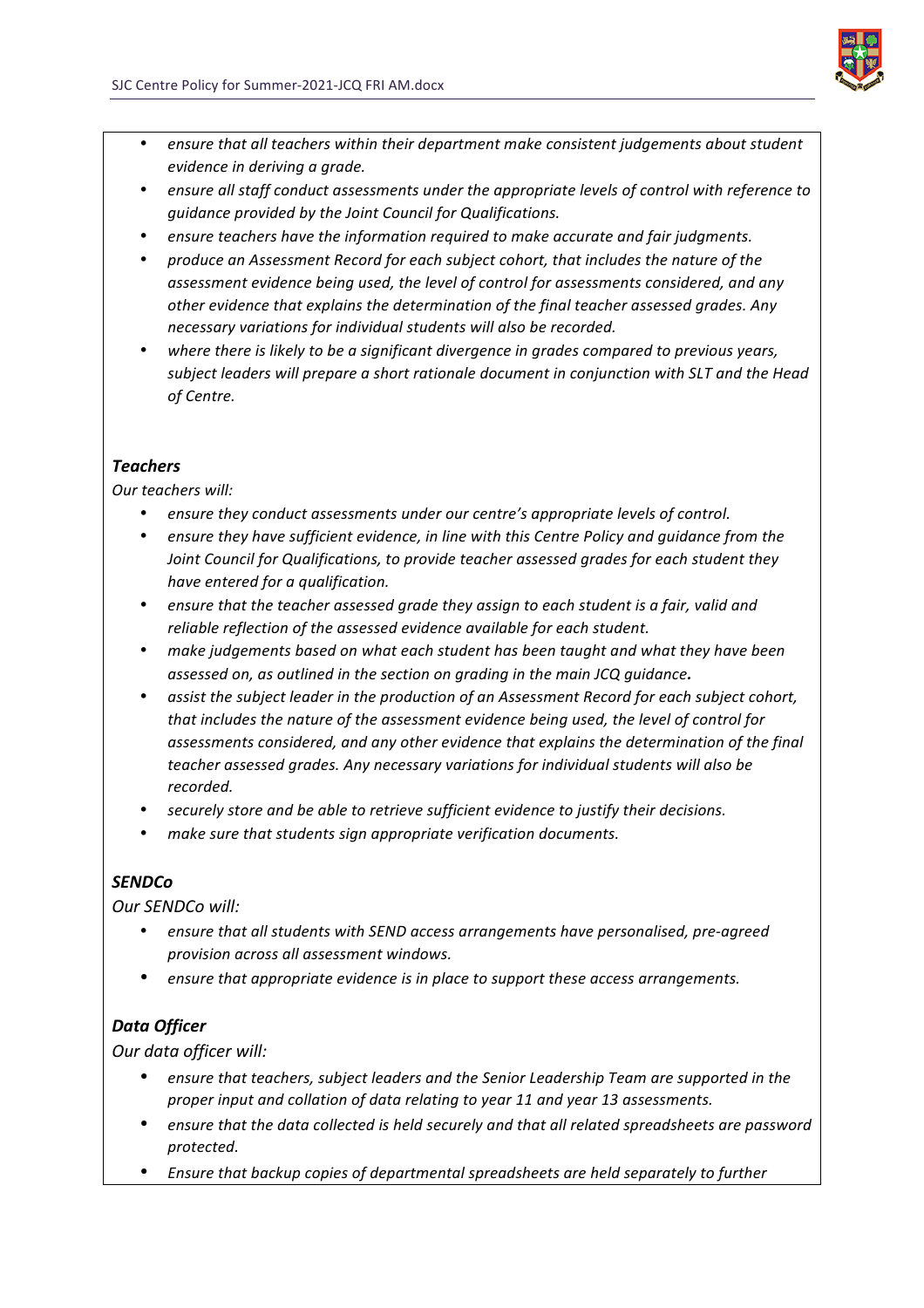- *ensure that all teachers within their department make consistent judgements about student evidence in deriving a grade.*
- *ensure all staff conduct assessments under the appropriate levels of control with reference to guidance provided by the Joint Council for Qualifications.*
- *ensure teachers have the information required to make accurate and fair judgments.*
- *produce an Assessment Record for each subject cohort, that includes the nature of the assessment evidence being used, the level of control for assessments considered, and any other evidence that explains the determination of the final teacher assessed grades. Any necessary variations for individual students will also be recorded.*
- *where there is likely to be a significant divergence in grades compared to previous years, subject leaders will prepare a short rationale document in conjunction with SLT and the Head of Centre.*

***Teachers***

*Our teachers will:*

- *ensure they conduct assessments under our centre's appropriate levels of control.*
- *ensure they have sufficient evidence, in line with this Centre Policy and guidance from the Joint Council for Qualifications, to provide teacher assessed grades for each student they have entered for a qualification.*
- *ensure that the teacher assessed grade they assign to each student is a fair, valid and reliable reflection of the assessed evidence available for each student.*
- *make judgements based on what each student has been taught and what they have been assessed on, as outlined in the section on grading in the main JCQ guidance.*
- *assist the subject leader in the production of an Assessment Record for each subject cohort, that includes the nature of the assessment evidence being used, the level of control for assessments considered, and any other evidence that explains the determination of the final teacher assessed grades. Any necessary variations for individual students will also be recorded.*
- *securely store and be able to retrieve sufficient evidence to justify their decisions.*
- *make sure that students sign appropriate verification documents.*

***SENDCo***

*Our SENDCo will:*

- *ensure that all students with SEND access arrangements have personalised, pre-agreed provision across all assessment windows.*
- *ensure that appropriate evidence is in place to support these access arrangements.*

***Data Officer***

*Our data officer will:*

- *ensure that teachers, subject leaders and the Senior Leadership Team are supported in the proper input and collation of data relating to year 11 and year 13 assessments.*
- *ensure that the data collected is held securely and that all related spreadsheets are password protected.*
- *Ensure that backup copies of departmental spreadsheets are held separately to further*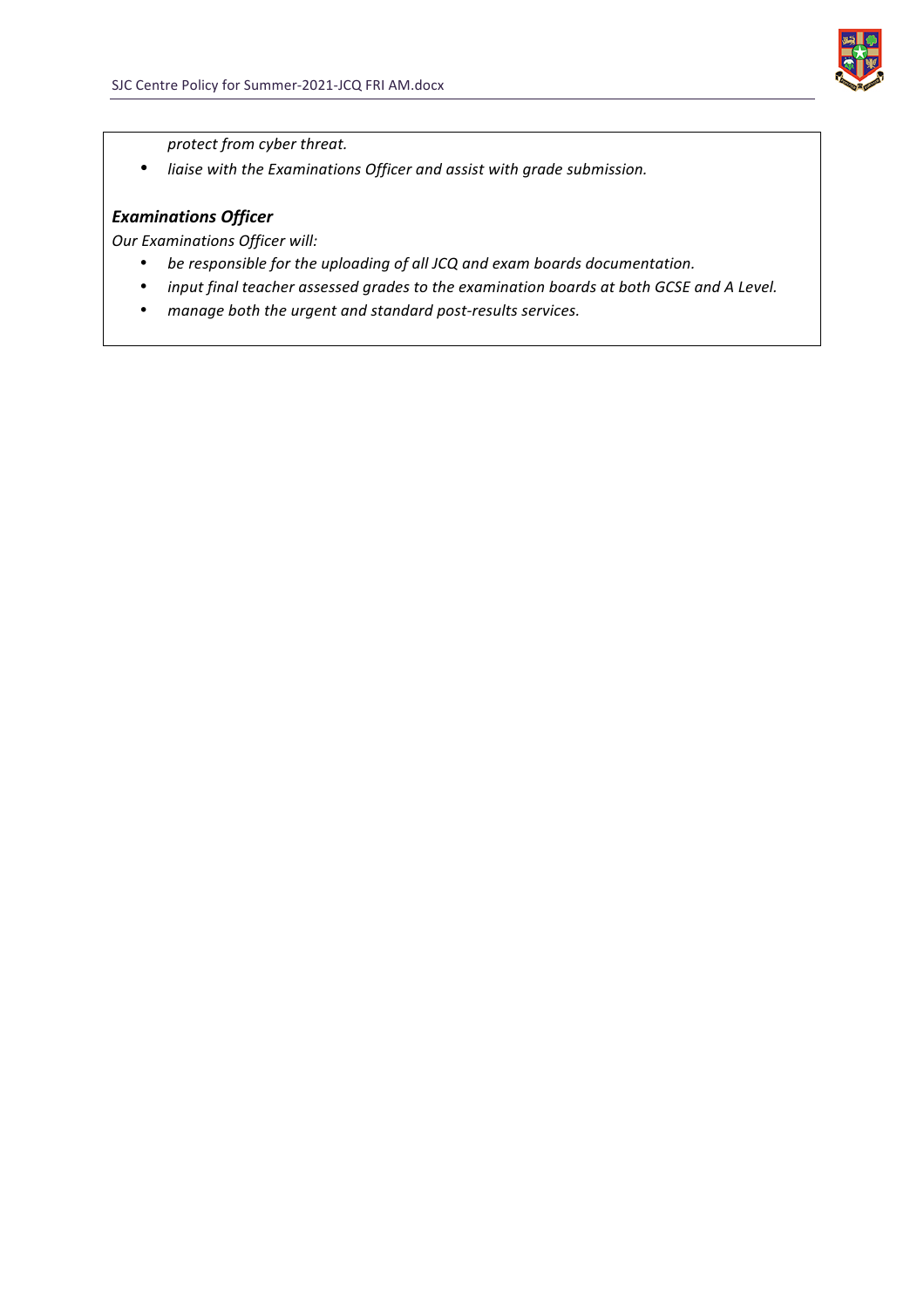protect from cyber threat.

- *liaise with the Examinations Officer and assist with grade submission.*

***Examinations Officer***

*Our Examinations Officer will:*

- *be responsible for the uploading of all JCQ and exam boards documentation.*
- *input final teacher assessed grades to the examination boards at both GCSE and A Level.*
- *manage both the urgent and standard post-results services.*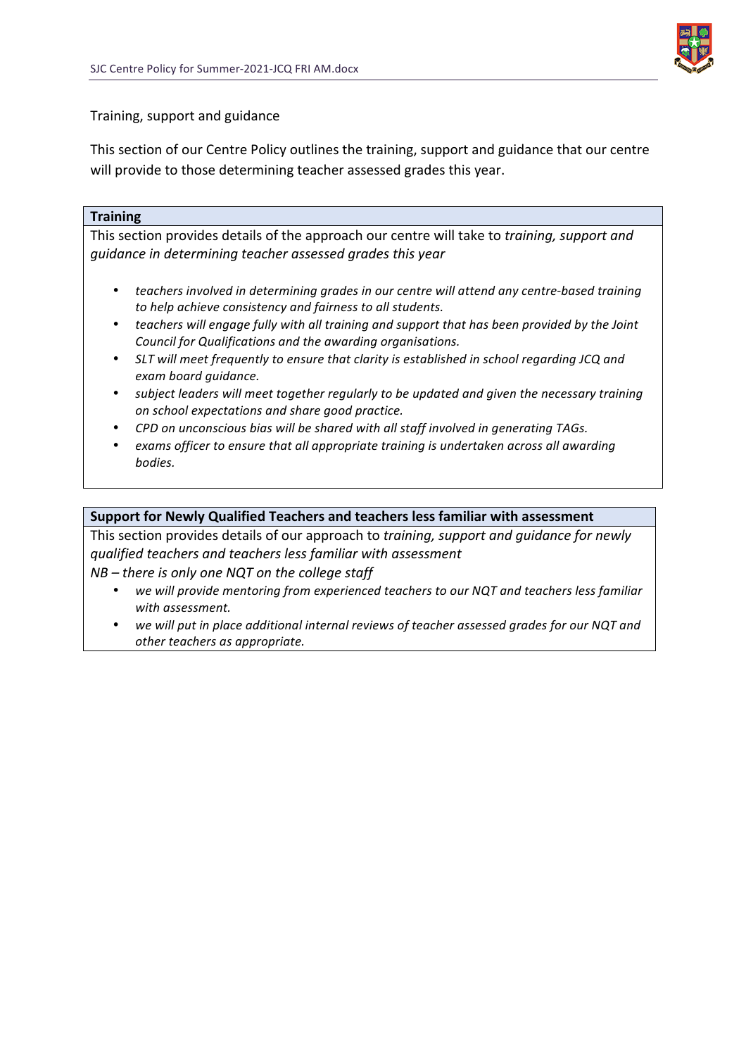Training, support and guidance

This section of our Centre Policy outlines the training, support and guidance that our centre will provide to those determining teacher assessed grades this year.

| **Training** |
|---|
| This section provides details of the approach our centre will take to *training, support and guidance in determining teacher assessed grades this year*<br><br>• *teachers involved in determining grades in our centre will attend any centre-based training to help achieve consistency and fairness to all students.*<br>• *teachers will engage fully with all training and support that has been provided by the Joint Council for Qualifications and the awarding organisations.*<br>• *SLT will meet frequently to ensure that clarity is established in school regarding JCQ and exam board guidance.*<br>• *subject leaders will meet together regularly to be updated and given the necessary training on school expectations and share good practice.*<br>• *CPD on unconscious bias will be shared with all staff involved in generating TAGs.*<br>• *exams officer to ensure that all appropriate training is undertaken across all awarding bodies.* |

| **Support for Newly Qualified Teachers and teachers less familiar with assessment** |
|---|
| This section provides details of our approach to *training, support and guidance for newly qualified teachers and teachers less familiar with assessment*<br>*NB – there is only one NQT on the college staff*<br>• *we will provide mentoring from experienced teachers to our NQT and teachers less familiar with assessment.*<br>• *we will put in place additional internal reviews of teacher assessed grades for our NQT and other teachers as appropriate.* |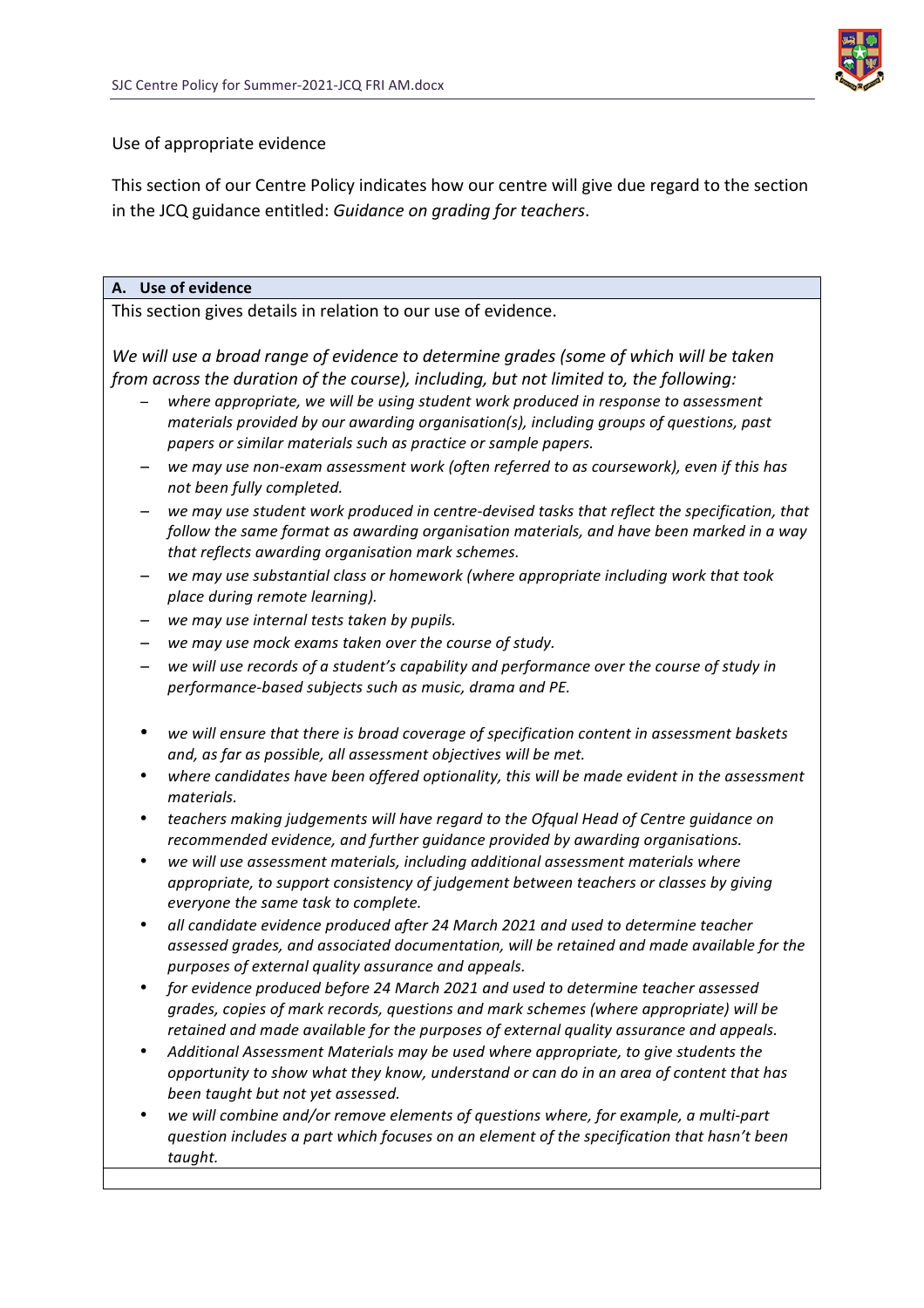Use of appropriate evidence

This section of our Centre Policy indicates how our centre will give due regard to the section in the JCQ guidance entitled: *Guidance on grading for teachers*.

**A. Use of evidence**

This section gives details in relation to our use of evidence.

*We will use a broad range of evidence to determine grades (some of which will be taken from across the duration of the course), including, but not limited to, the following:*

- *where appropriate, we will be using student work produced in response to assessment materials provided by our awarding organisation(s), including groups of questions, past papers or similar materials such as practice or sample papers.*
- *we may use non-exam assessment work (often referred to as coursework), even if this has not been fully completed.*
- *we may use student work produced in centre-devised tasks that reflect the specification, that follow the same format as awarding organisation materials, and have been marked in a way that reflects awarding organisation mark schemes.*
- *we may use substantial class or homework (where appropriate including work that took place during remote learning).*
- *we may use internal tests taken by pupils.*
- *we may use mock exams taken over the course of study.*
- *we will use records of a student's capability and performance over the course of study in performance-based subjects such as music, drama and PE.*

- *we will ensure that there is broad coverage of specification content in assessment baskets and, as far as possible, all assessment objectives will be met.*
- *where candidates have been offered optionality, this will be made evident in the assessment materials.*
- *teachers making judgements will have regard to the Ofqual Head of Centre guidance on recommended evidence, and further guidance provided by awarding organisations.*
- *we will use assessment materials, including additional assessment materials where appropriate, to support consistency of judgement between teachers or classes by giving everyone the same task to complete.*
- *all candidate evidence produced after 24 March 2021 and used to determine teacher assessed grades, and associated documentation, will be retained and made available for the purposes of external quality assurance and appeals.*
- *for evidence produced before 24 March 2021 and used to determine teacher assessed grades, copies of mark records, questions and mark schemes (where appropriate) will be retained and made available for the purposes of external quality assurance and appeals.*
- *Additional Assessment Materials may be used where appropriate, to give students the opportunity to show what they know, understand or can do in an area of content that has been taught but not yet assessed.*
- *we will combine and/or remove elements of questions where, for example, a multi-part question includes a part which focuses on an element of the specification that hasn't been taught.*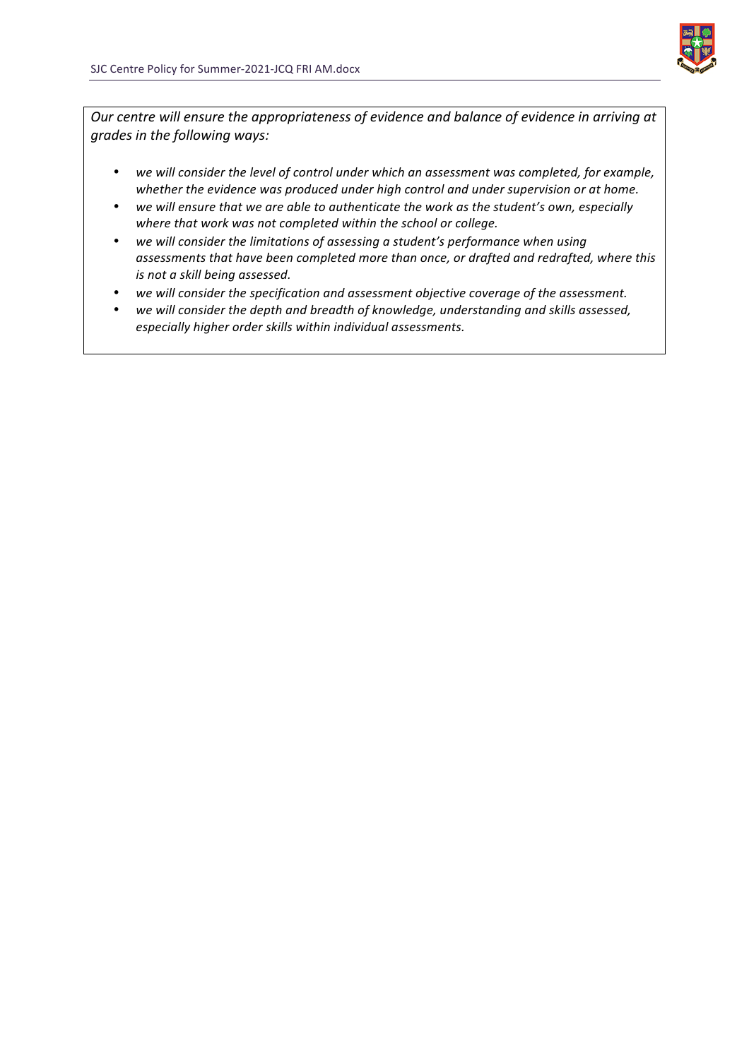*Our centre will ensure the appropriateness of evidence and balance of evidence in arriving at grades in the following ways:*

- *we will consider the level of control under which an assessment was completed, for example, whether the evidence was produced under high control and under supervision or at home.*
- *we will ensure that we are able to authenticate the work as the student's own, especially where that work was not completed within the school or college.*
- *we will consider the limitations of assessing a student's performance when using assessments that have been completed more than once, or drafted and redrafted, where this is not a skill being assessed.*
- *we will consider the specification and assessment objective coverage of the assessment.*
- *we will consider the depth and breadth of knowledge, understanding and skills assessed, especially higher order skills within individual assessments.*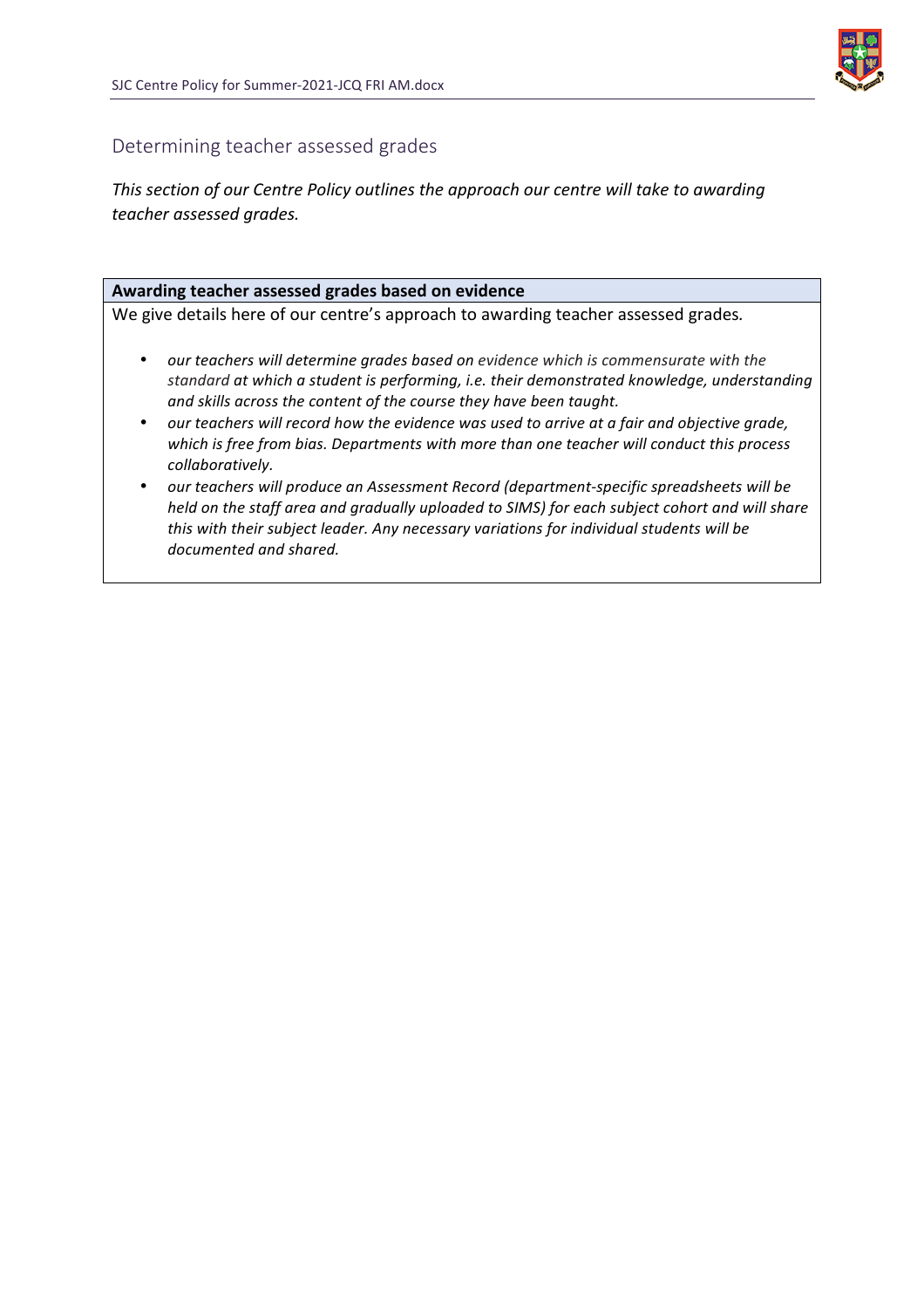## Determining teacher assessed grades

*This section of our Centre Policy outlines the approach our centre will take to awarding teacher assessed grades.*

**Awarding teacher assessed grades based on evidence**

We give details here of our centre's approach to awarding teacher assessed grades.

- *our teachers will determine grades based on evidence which is commensurate with the standard at which a student is performing, i.e. their demonstrated knowledge, understanding and skills across the content of the course they have been taught.*
- *our teachers will record how the evidence was used to arrive at a fair and objective grade, which is free from bias. Departments with more than one teacher will conduct this process collaboratively.*
- *our teachers will produce an Assessment Record (department-specific spreadsheets will be held on the staff area and gradually uploaded to SIMS) for each subject cohort and will share this with their subject leader. Any necessary variations for individual students will be documented and shared.*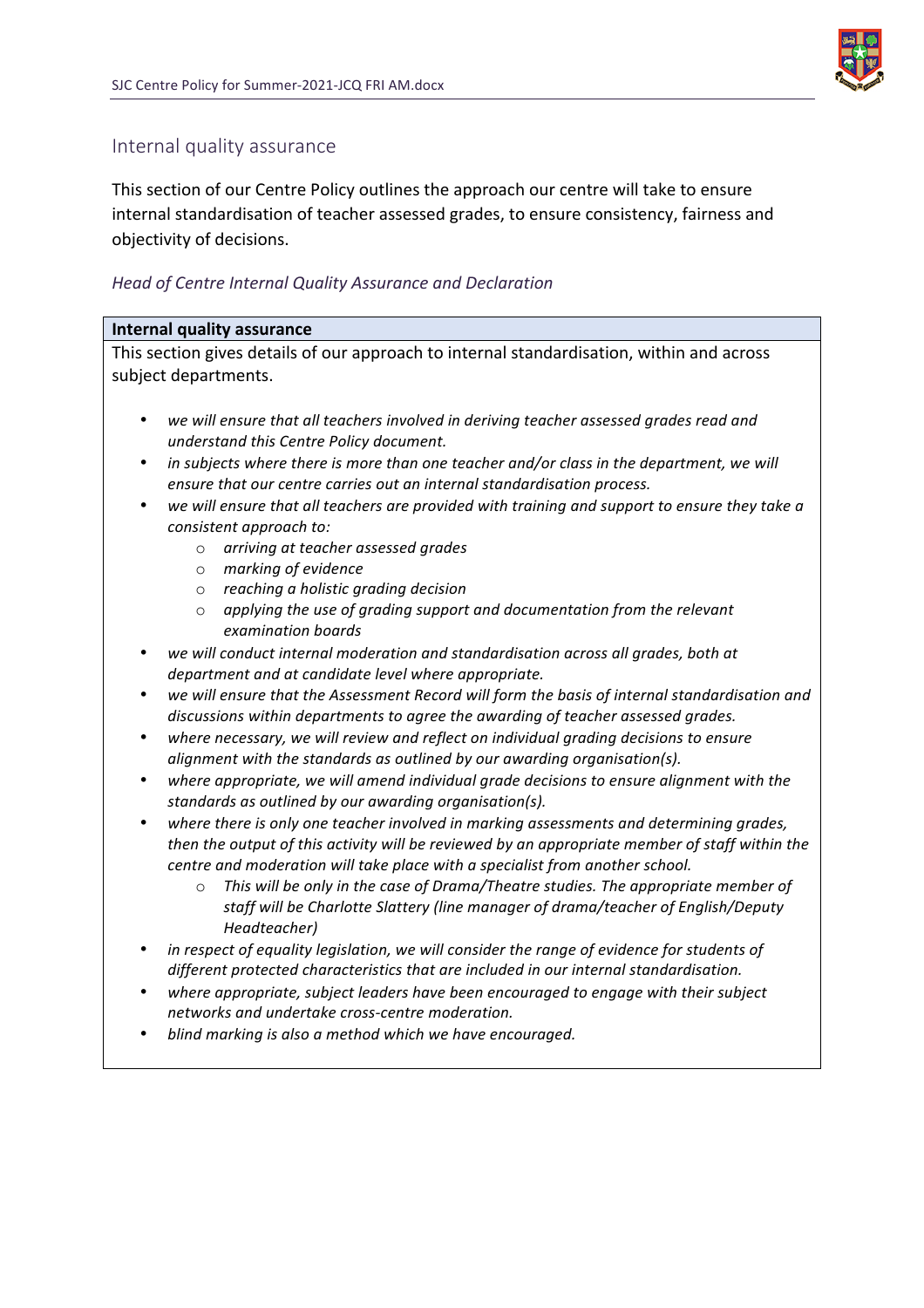## Internal quality assurance

This section of our Centre Policy outlines the approach our centre will take to ensure internal standardisation of teacher assessed grades, to ensure consistency, fairness and objectivity of decisions.

*Head of Centre Internal Quality Assurance and Declaration*

| **Internal quality assurance** |
|---|
| This section gives details of our approach to internal standardisation, within and across subject departments. |

- *we will ensure that all teachers involved in deriving teacher assessed grades read and understand this Centre Policy document.*
- *in subjects where there is more than one teacher and/or class in the department, we will ensure that our centre carries out an internal standardisation process.*
- *we will ensure that all teachers are provided with training and support to ensure they take a consistent approach to:*
  - *arriving at teacher assessed grades*
  - *marking of evidence*
  - *reaching a holistic grading decision*
  - *applying the use of grading support and documentation from the relevant examination boards*
- *we will conduct internal moderation and standardisation across all grades, both at department and at candidate level where appropriate.*
- *we will ensure that the Assessment Record will form the basis of internal standardisation and discussions within departments to agree the awarding of teacher assessed grades.*
- *where necessary, we will review and reflect on individual grading decisions to ensure alignment with the standards as outlined by our awarding organisation(s).*
- *where appropriate, we will amend individual grade decisions to ensure alignment with the standards as outlined by our awarding organisation(s).*
- *where there is only one teacher involved in marking assessments and determining grades, then the output of this activity will be reviewed by an appropriate member of staff within the centre and moderation will take place with a specialist from another school.*
  - *This will be only in the case of Drama/Theatre studies. The appropriate member of staff will be Charlotte Slattery (line manager of drama/teacher of English/Deputy Headteacher)*
- *in respect of equality legislation, we will consider the range of evidence for students of different protected characteristics that are included in our internal standardisation.*
- *where appropriate, subject leaders have been encouraged to engage with their subject networks and undertake cross-centre moderation.*
- *blind marking is also a method which we have encouraged.*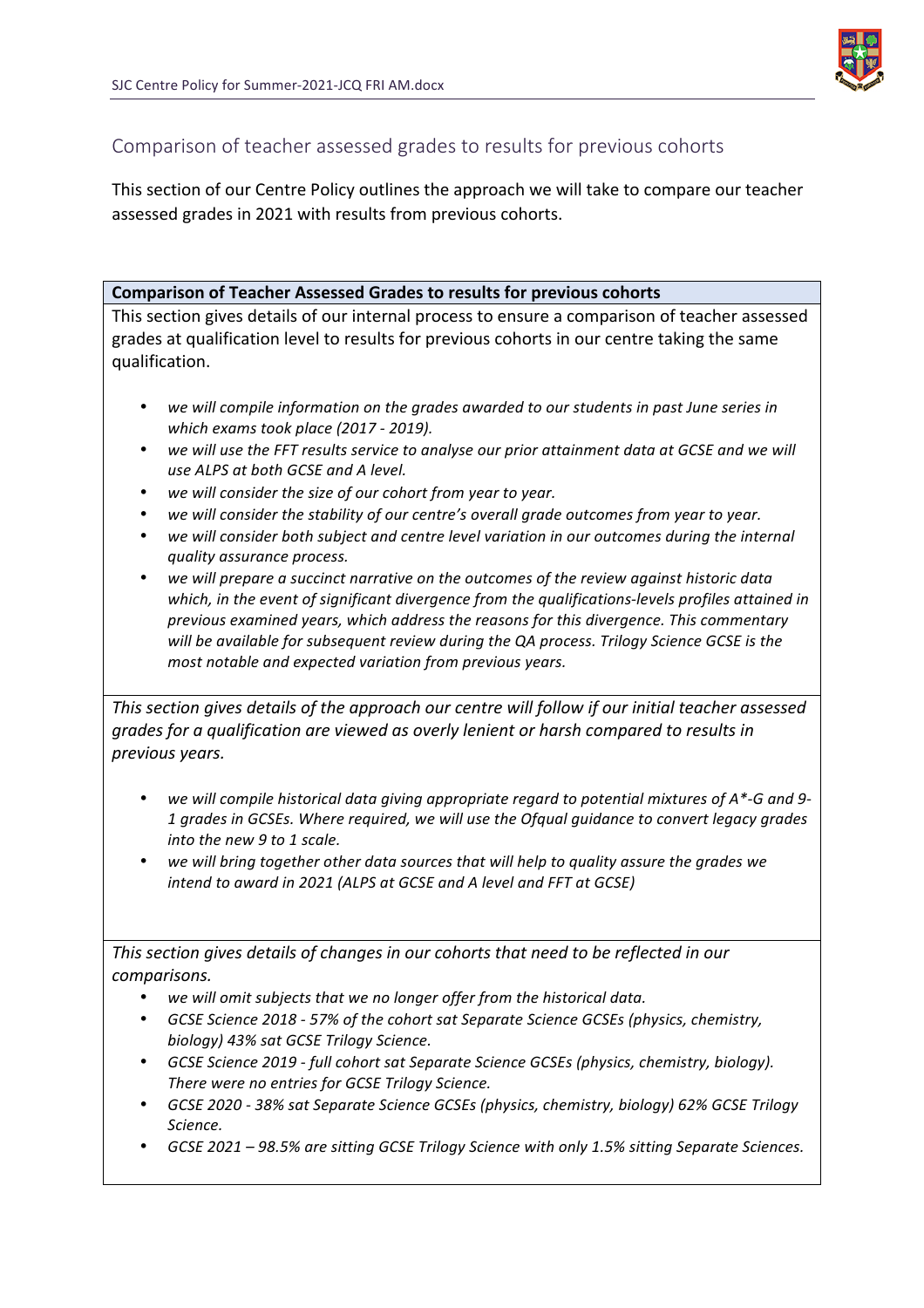## Comparison of teacher assessed grades to results for previous cohorts

This section of our Centre Policy outlines the approach we will take to compare our teacher assessed grades in 2021 with results from previous cohorts.

**Comparison of Teacher Assessed Grades to results for previous cohorts**

This section gives details of our internal process to ensure a comparison of teacher assessed grades at qualification level to results for previous cohorts in our centre taking the same qualification.

- *we will compile information on the grades awarded to our students in past June series in which exams took place (2017 - 2019).*
- *we will use the FFT results service to analyse our prior attainment data at GCSE and we will use ALPS at both GCSE and A level.*
- *we will consider the size of our cohort from year to year.*
- *we will consider the stability of our centre's overall grade outcomes from year to year.*
- *we will consider both subject and centre level variation in our outcomes during the internal quality assurance process.*
- *we will prepare a succinct narrative on the outcomes of the review against historic data which, in the event of significant divergence from the qualifications-levels profiles attained in previous examined years, which address the reasons for this divergence. This commentary will be available for subsequent review during the QA process. Trilogy Science GCSE is the most notable and expected variation from previous years.*

*This section gives details of the approach our centre will follow if our initial teacher assessed grades for a qualification are viewed as overly lenient or harsh compared to results in previous years.*

- *we will compile historical data giving appropriate regard to potential mixtures of A*-G and 9-1 grades in GCSEs. Where required, we will use the Ofqual guidance to convert legacy grades into the new 9 to 1 scale.*
- *we will bring together other data sources that will help to quality assure the grades we intend to award in 2021 (ALPS at GCSE and A level and FFT at GCSE)*

*This section gives details of changes in our cohorts that need to be reflected in our comparisons.*

- *we will omit subjects that we no longer offer from the historical data.*
- *GCSE Science 2018 - 57% of the cohort sat Separate Science GCSEs (physics, chemistry, biology) 43% sat GCSE Trilogy Science.*
- *GCSE Science 2019 - full cohort sat Separate Science GCSEs (physics, chemistry, biology). There were no entries for GCSE Trilogy Science.*
- *GCSE 2020 - 38% sat Separate Science GCSEs (physics, chemistry, biology) 62% GCSE Trilogy Science.*
- *GCSE 2021 – 98.5% are sitting GCSE Trilogy Science with only 1.5% sitting Separate Sciences.*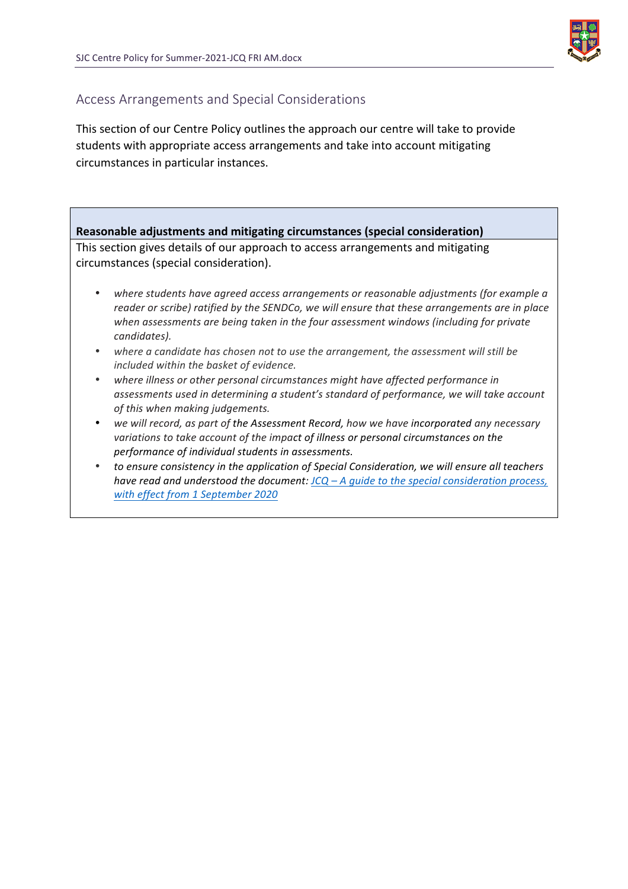## Access Arrangements and Special Considerations

This section of our Centre Policy outlines the approach our centre will take to provide students with appropriate access arrangements and take into account mitigating circumstances in particular instances.

**Reasonable adjustments and mitigating circumstances (special consideration)**

This section gives details of our approach to access arrangements and mitigating circumstances (special consideration).

- *where students have agreed access arrangements or reasonable adjustments (for example a reader or scribe) ratified by the SENDCo, we will ensure that these arrangements are in place when assessments are being taken in the four assessment windows (including for private candidates).*
- *where a candidate has chosen not to use the arrangement, the assessment will still be included within the basket of evidence.*
- *where illness or other personal circumstances might have affected performance in assessments used in determining a student's standard of performance, we will take account of this when making judgements.*
- *we will record, as part of* the Assessment Record, *how we have* incorporated *any necessary variations to take account of the impact of illness or personal circumstances on the performance of individual students in assessments.*
- *to ensure consistency in the application of Special Consideration, we will ensure all teachers have read and understood the document: JCQ – A guide to the special consideration process, with effect from 1 September 2020*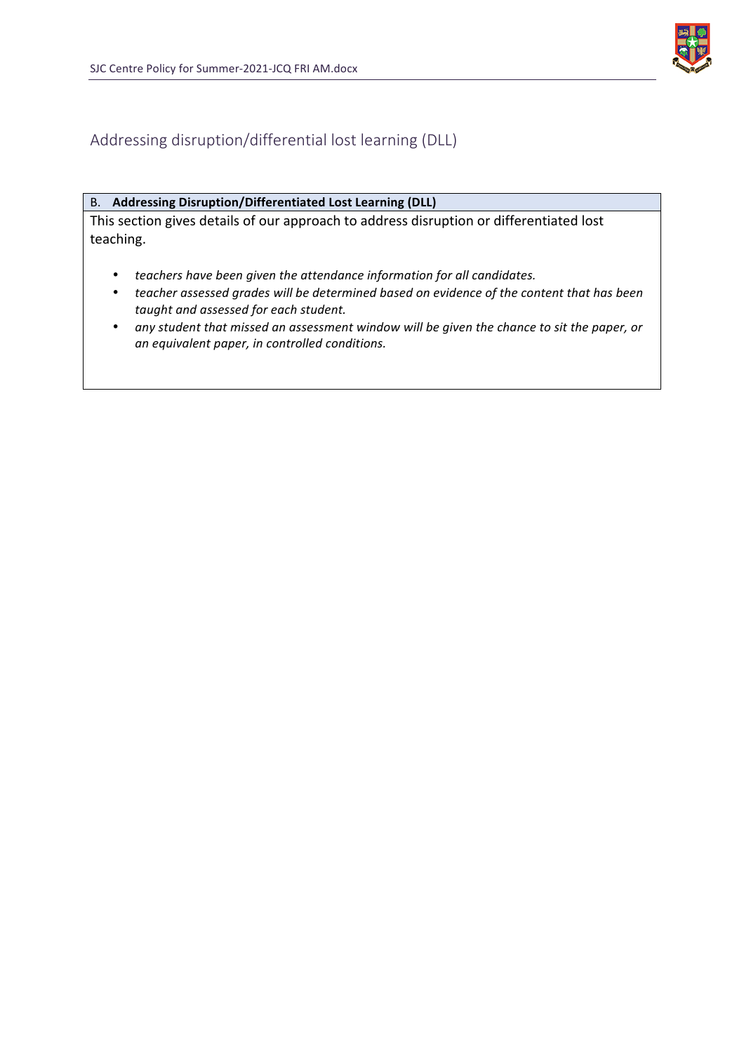## Addressing disruption/differential lost learning (DLL)

| B. **Addressing Disruption/Differentiated Lost Learning (DLL)** |
| --- |
| This section gives details of our approach to address disruption or differentiated lost teaching.<br><br>• *teachers have been given the attendance information for all candidates.*<br>• *teacher assessed grades will be determined based on evidence of the content that has been taught and assessed for each student.*<br>• *any student that missed an assessment window will be given the chance to sit the paper, or an equivalent paper, in controlled conditions.* |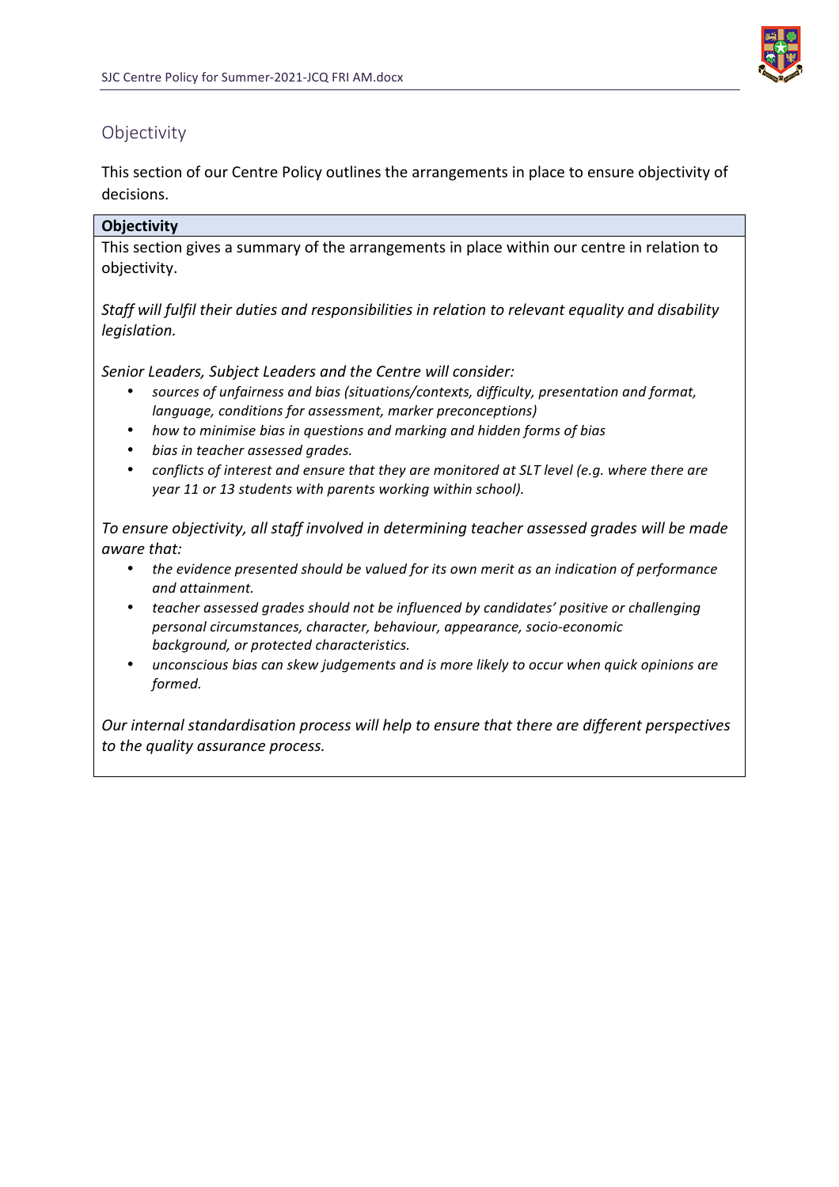## Objectivity

This section of our Centre Policy outlines the arrangements in place to ensure objectivity of decisions.

| **Objectivity** |
|---|
| This section gives a summary of the arrangements in place within our centre in relation to objectivity.<br><br>*Staff will fulfil their duties and responsibilities in relation to relevant equality and disability legislation.*<br><br>*Senior Leaders, Subject Leaders and the Centre will consider:*<br>• *sources of unfairness and bias (situations/contexts, difficulty, presentation and format, language, conditions for assessment, marker preconceptions)*<br>• *how to minimise bias in questions and marking and hidden forms of bias*<br>• *bias in teacher assessed grades.*<br>• *conflicts of interest and ensure that they are monitored at SLT level (e.g. where there are year 11 or 13 students with parents working within school).*<br><br>*To ensure objectivity, all staff involved in determining teacher assessed grades will be made aware that:*<br>• *the evidence presented should be valued for its own merit as an indication of performance and attainment.*<br>• *teacher assessed grades should not be influenced by candidates' positive or challenging personal circumstances, character, behaviour, appearance, socio-economic background, or protected characteristics.*<br>• *unconscious bias can skew judgements and is more likely to occur when quick opinions are formed.*<br><br>*Our internal standardisation process will help to ensure that there are different perspectives to the quality assurance process.* |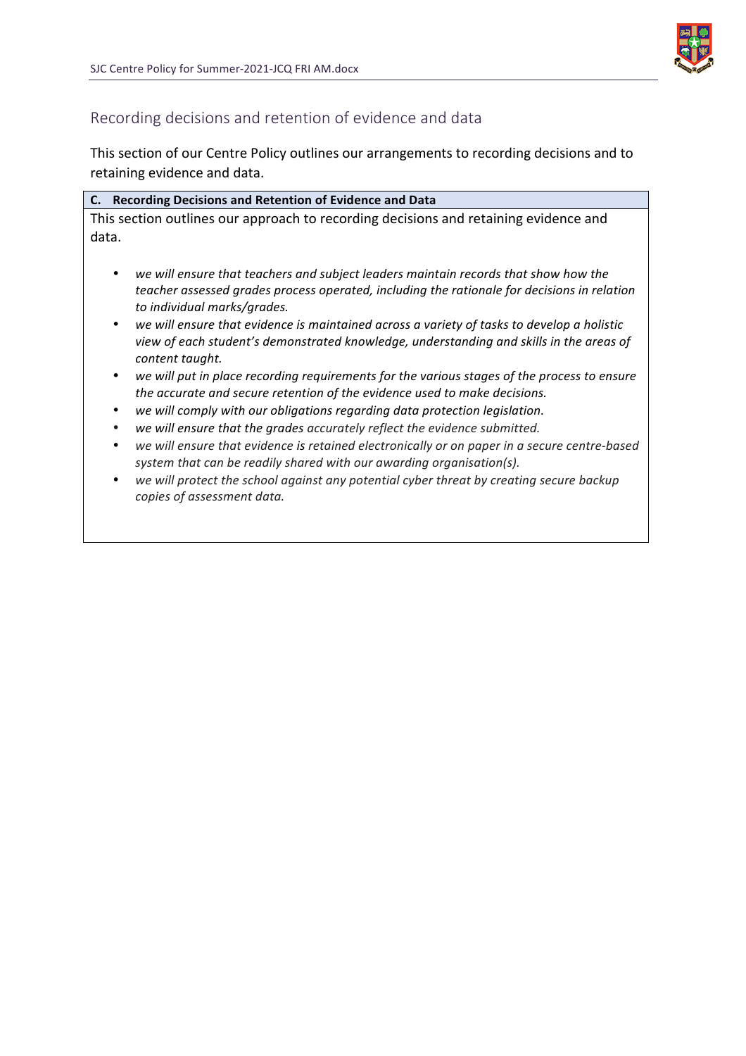## Recording decisions and retention of evidence and data

This section of our Centre Policy outlines our arrangements to recording decisions and to retaining evidence and data.

| **C. Recording Decisions and Retention of Evidence and Data** |
| --- |
| This section outlines our approach to recording decisions and retaining evidence and data.<br><br>• *we will ensure that teachers and subject leaders maintain records that show how the teacher assessed grades process operated, including the rationale for decisions in relation to individual marks/grades.*<br>• *we will ensure that evidence is maintained across a variety of tasks to develop a holistic view of each student's demonstrated knowledge, understanding and skills in the areas of content taught.*<br>• *we will put in place recording requirements for the various stages of the process to ensure the accurate and secure retention of the evidence used to make decisions.*<br>• *we will comply with our obligations regarding data protection legislation.*<br>• *we will ensure that the grades accurately reflect the evidence submitted.*<br>• *we will ensure that evidence is retained electronically or on paper in a secure centre-based system that can be readily shared with our awarding organisation(s).*<br>• *we will protect the school against any potential cyber threat by creating secure backup copies of assessment data.* |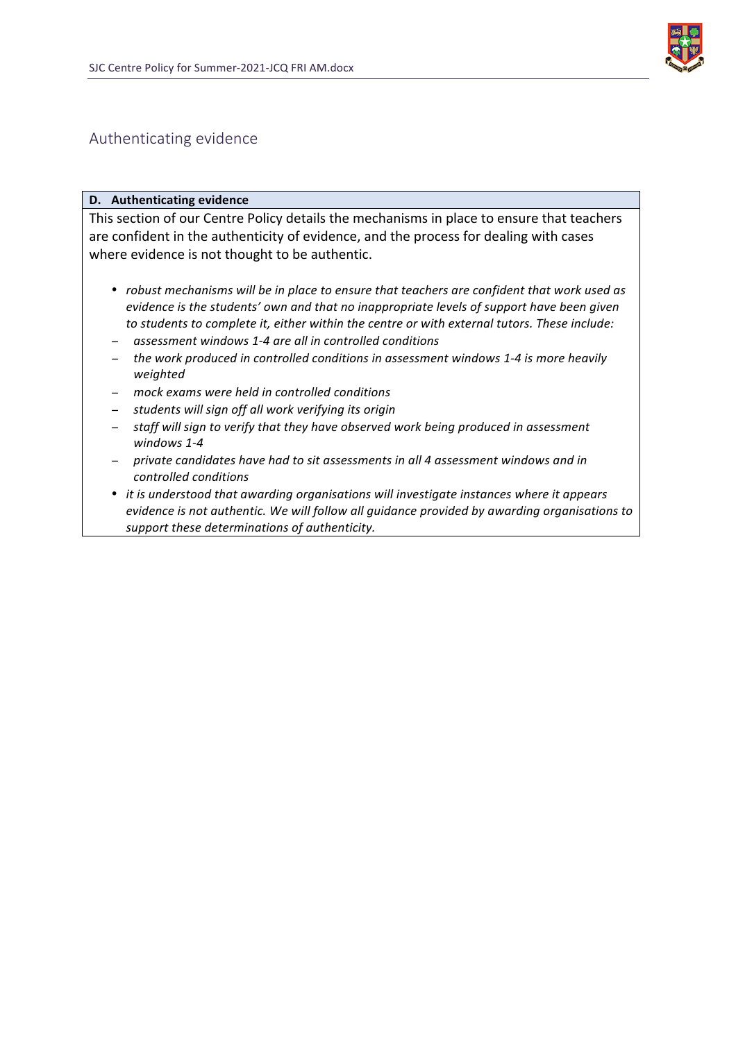## Authenticating evidence

**D. Authenticating evidence**

This section of our Centre Policy details the mechanisms in place to ensure that teachers are confident in the authenticity of evidence, and the process for dealing with cases where evidence is not thought to be authentic.

- *robust mechanisms will be in place to ensure that teachers are confident that work used as evidence is the students' own and that no inappropriate levels of support have been given to students to complete it, either within the centre or with external tutors. These include:*
  - *assessment windows 1-4 are all in controlled conditions*
  - *the work produced in controlled conditions in assessment windows 1-4 is more heavily weighted*
  - *mock exams were held in controlled conditions*
  - *students will sign off all work verifying its origin*
  - *staff will sign to verify that they have observed work being produced in assessment windows 1-4*
  - *private candidates have had to sit assessments in all 4 assessment windows and in controlled conditions*
- *it is understood that awarding organisations will investigate instances where it appears evidence is not authentic. We will follow all guidance provided by awarding organisations to support these determinations of authenticity.*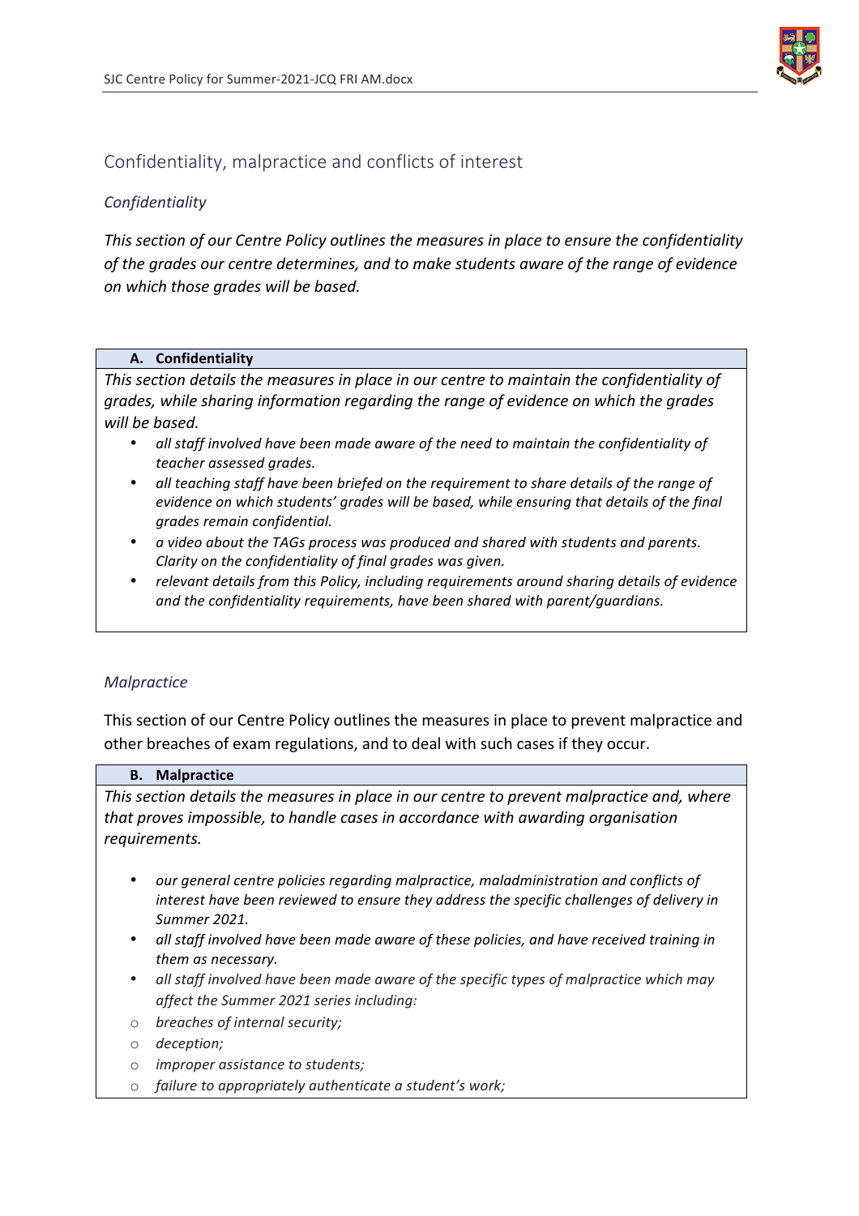## Confidentiality, malpractice and conflicts of interest

### *Confidentiality*

*This section of our Centre Policy outlines the measures in place to ensure the confidentiality of the grades our centre determines, and to make students aware of the range of evidence on which those grades will be based.*

**A. Confidentiality**

*This section details the measures in place in our centre to maintain the confidentiality of grades, while sharing information regarding the range of evidence on which the grades will be based.*

- *all staff involved have been made aware of the need to maintain the confidentiality of teacher assessed grades.*
- *all teaching staff have been briefed on the requirement to share details of the range of evidence on which students' grades will be based, while ensuring that details of the final grades remain confidential.*
- *a video about the TAGs process was produced and shared with students and parents. Clarity on the confidentiality of final grades was given.*
- *relevant details from this Policy, including requirements around sharing details of evidence and the confidentiality requirements, have been shared with parent/guardians.*

### *Malpractice*

This section of our Centre Policy outlines the measures in place to prevent malpractice and other breaches of exam regulations, and to deal with such cases if they occur.

**B. Malpractice**

*This section details the measures in place in our centre to prevent malpractice and, where that proves impossible, to handle cases in accordance with awarding organisation requirements.*

- *our general centre policies regarding malpractice, maladministration and conflicts of interest have been reviewed to ensure they address the specific challenges of delivery in Summer 2021.*
- *all staff involved have been made aware of these policies, and have received training in them as necessary.*
- *all staff involved have been made aware of the specific types of malpractice which may affect the Summer 2021 series including:*
  - *breaches of internal security;*
  - *deception;*
  - *improper assistance to students;*
  - *failure to appropriately authenticate a student's work;*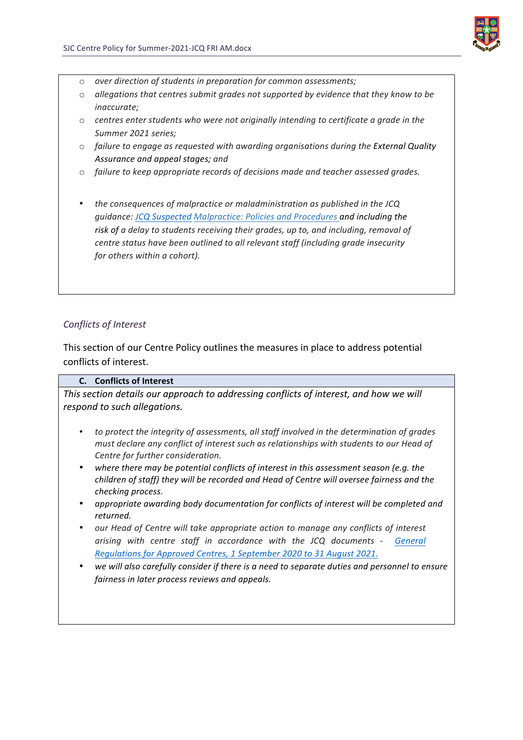- *over direction of students in preparation for common assessments;*
- *allegations that centres submit grades not supported by evidence that they know to be inaccurate;*
- *centres enter students who were not originally intending to certificate a grade in the Summer 2021 series;*
- *failure to engage as requested with awarding organisations during the* External Quality *Assurance and appeal stages; and*
- *failure to keep appropriate records of decisions made and teacher assessed grades.*

- *the consequences of malpractice or maladministration as published in the JCQ guidance: JCQ Suspected Malpractice: Policies and Procedures and including the risk of a delay to students receiving their grades, up to, and including, removal of centre status have been outlined to all relevant staff (including grade insecurity for others within a cohort).*

*Conflicts of Interest*

This section of our Centre Policy outlines the measures in place to address potential conflicts of interest.

**C. Conflicts of Interest**

*This section details our approach to addressing conflicts of interest, and how we will respond to such allegations.*

- *to protect the integrity of assessments, all staff involved in the determination of grades must declare any conflict of interest such as relationships with students to our Head of Centre for further consideration.*
- *where there may be potential conflicts of interest in this assessment season (e.g. the children of staff) they will be recorded and Head of Centre will oversee fairness and the checking process.*
- *appropriate awarding body documentation for conflicts of interest will be completed and returned.*
- *our Head of Centre will take appropriate action to manage any conflicts of interest arising with centre staff in accordance with the JCQ documents - General Regulations for Approved Centres, 1 September 2020 to 31 August 2021.*
- *we will also carefully consider if there is a need to separate duties and personnel to ensure fairness in later process reviews and appeals.*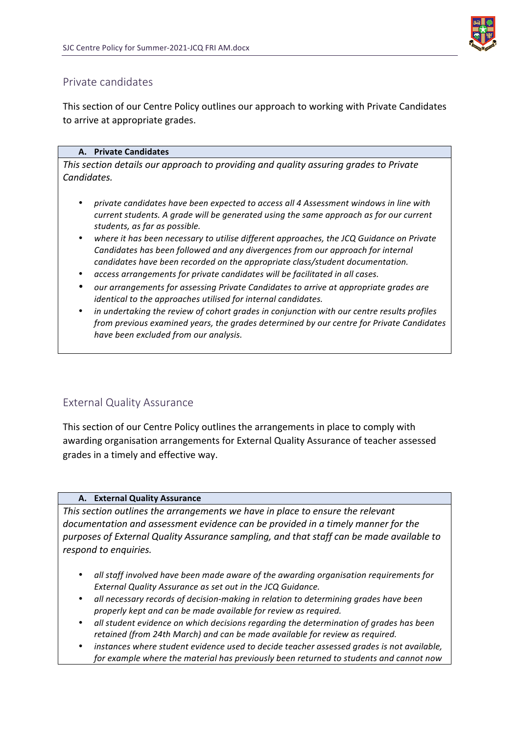## Private candidates

This section of our Centre Policy outlines our approach to working with Private Candidates to arrive at appropriate grades.

### A. Private Candidates

*This section details our approach to providing and quality assuring grades to Private Candidates.*

- *private candidates have been expected to access all 4 Assessment windows in line with current students. A grade will be generated using the same approach as for our current students, as far as possible.*
- *where it has been necessary to utilise different approaches, the JCQ Guidance on Private Candidates has been followed and any divergences from our approach for internal candidates have been recorded on the appropriate class/student documentation.*
- *access arrangements for private candidates will be facilitated in all cases.*
- *our arrangements for assessing Private Candidates to arrive at appropriate grades are identical to the approaches utilised for internal candidates.*
- *in undertaking the review of cohort grades in conjunction with our centre results profiles from previous examined years, the grades determined by our centre for Private Candidates have been excluded from our analysis.*

## External Quality Assurance

This section of our Centre Policy outlines the arrangements in place to comply with awarding organisation arrangements for External Quality Assurance of teacher assessed grades in a timely and effective way.

### A. External Quality Assurance

*This section outlines the arrangements we have in place to ensure the relevant documentation and assessment evidence can be provided in a timely manner for the purposes of External Quality Assurance sampling, and that staff can be made available to respond to enquiries.*

- *all staff involved have been made aware of the awarding organisation requirements for External Quality Assurance as set out in the JCQ Guidance.*
- *all necessary records of decision-making in relation to determining grades have been properly kept and can be made available for review as required.*
- *all student evidence on which decisions regarding the determination of grades has been retained (from 24th March) and can be made available for review as required.*
- *instances where student evidence used to decide teacher assessed grades is not available, for example where the material has previously been returned to students and cannot now*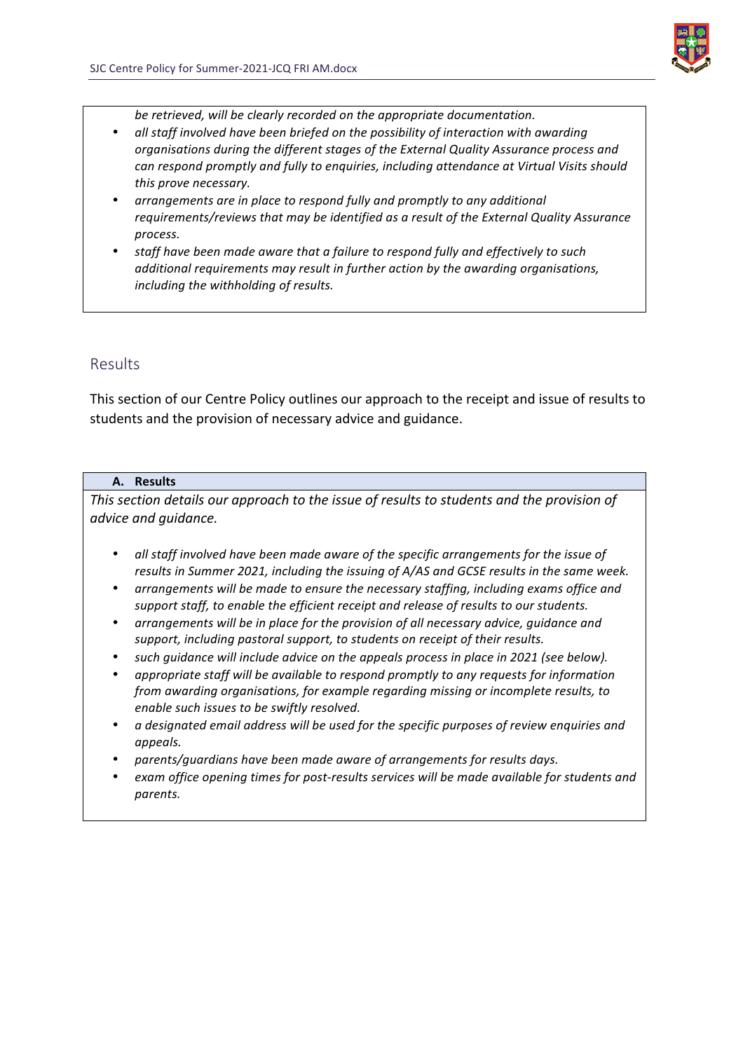*be retrieved, will be clearly recorded on the appropriate documentation.*

- *all staff involved have been briefed on the possibility of interaction with awarding organisations during the different stages of the External Quality Assurance process and can respond promptly and fully to enquiries, including attendance at Virtual Visits should this prove necessary.*
- *arrangements are in place to respond fully and promptly to any additional requirements/reviews that may be identified as a result of the External Quality Assurance process.*
- *staff have been made aware that a failure to respond fully and effectively to such additional requirements may result in further action by the awarding organisations, including the withholding of results.*

## Results

This section of our Centre Policy outlines our approach to the receipt and issue of results to students and the provision of necessary advice and guidance.

### A. Results

*This section details our approach to the issue of results to students and the provision of advice and guidance.*

- *all staff involved have been made aware of the specific arrangements for the issue of results in Summer 2021, including the issuing of A/AS and GCSE results in the same week.*
- *arrangements will be made to ensure the necessary staffing, including exams office and support staff, to enable the efficient receipt and release of results to our students.*
- *arrangements will be in place for the provision of all necessary advice, guidance and support, including pastoral support, to students on receipt of their results.*
- *such guidance will include advice on the appeals process in place in 2021 (see below).*
- *appropriate staff will be available to respond promptly to any requests for information from awarding organisations, for example regarding missing or incomplete results, to enable such issues to be swiftly resolved.*
- *a designated email address will be used for the specific purposes of review enquiries and appeals.*
- *parents/guardians have been made aware of arrangements for results days.*
- *exam office opening times for post-results services will be made available for students and parents.*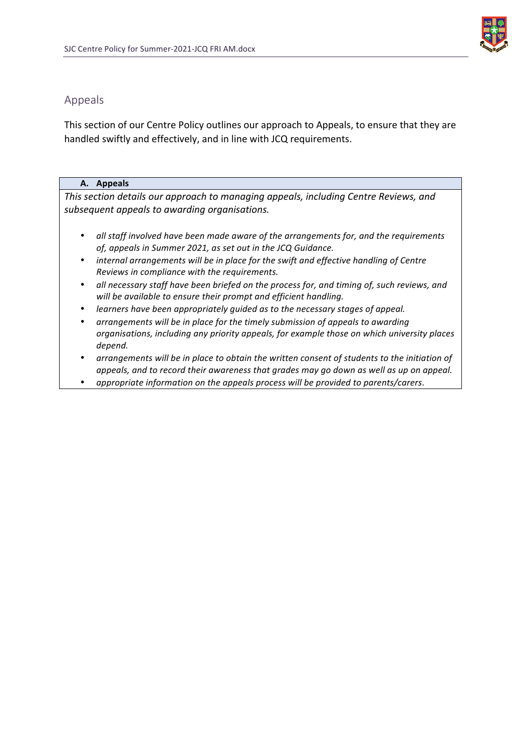## Appeals

This section of our Centre Policy outlines our approach to Appeals, to ensure that they are handled swiftly and effectively, and in line with JCQ requirements.

### A. Appeals

*This section details our approach to managing appeals, including Centre Reviews, and subsequent appeals to awarding organisations.*

- *all staff involved have been made aware of the arrangements for, and the requirements of, appeals in Summer 2021, as set out in the JCQ Guidance.*
- *internal arrangements will be in place for the swift and effective handling of Centre Reviews in compliance with the requirements.*
- *all necessary staff have been briefed on the process for, and timing of, such reviews, and will be available to ensure their prompt and efficient handling.*
- *learners have been appropriately guided as to the necessary stages of appeal.*
- *arrangements will be in place for the timely submission of appeals to awarding organisations, including any priority appeals, for example those on which university places depend.*
- *arrangements will be in place to obtain the written consent of students to the initiation of appeals, and to record their awareness that grades may go down as well as up on appeal.*
- *appropriate information on the appeals process will be provided to parents/carers.*